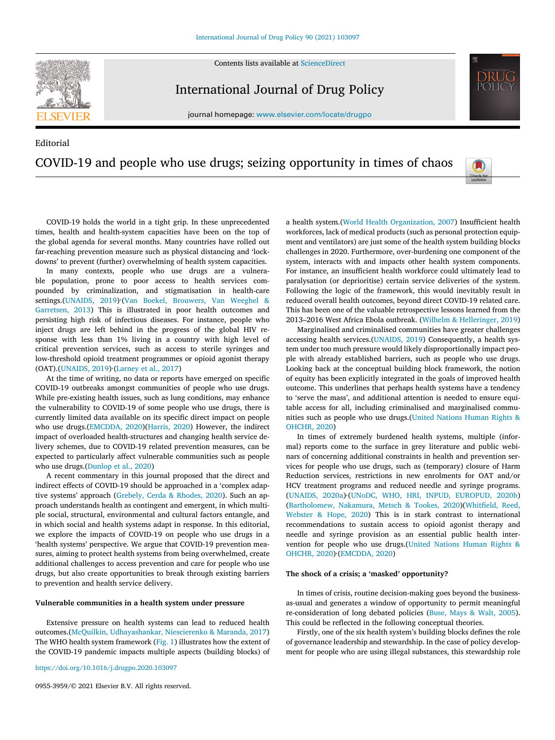Editorial

# COVID-19 and people who use drugs; seizing opportunity in times of chaos

COVID-19 holds the world in a tight grip. In these unprecedented times, health and health-system capacities have been on the top of the global agenda for several months. Many countries have rolled out far-reaching prevention measure such as physical distancing and 'lock-downs' to prevent (further) overwhelming of health system capacities.

In many contexts, people who use drugs are a vulnerable population, prone to poor access to health services compounded by criminalization, and stigmatisation in health-care settings.(UNAIDS, 2019)·(Van Boekel, Brouwers, Van Weeghel & Garretsen, 2013) This is illustrated in poor health outcomes and persisting high risk of infectious diseases. For instance, people who inject drugs are left behind in the progress of the global HIV response with less than 1% living in a country with high level of critical prevention services, such as access to sterile syringes and low-threshold opioid treatment programmes or opioid agonist therapy (OAT).(UNAIDS, 2019)·(Larney et al., 2017)

At the time of writing, no data or reports have emerged on specific COVID-19 outbreaks amongst communities of people who use drugs. While pre-existing health issues, such as lung conditions, may enhance the vulnerability to COVID-19 of some people who use drugs, there is currently limited data available on its specific direct impact on people who use drugs.(EMCDDA, 2020)(Harris, 2020) However, the indirect impact of overloaded health-structures and changing health service delivery schemes, due to COVID-19 related prevention measures, can be expected to particularly affect vulnerable communities such as people who use drugs.(Dunlop et al., 2020)

A recent commentary in this journal proposed that the direct and indirect effects of COVID-19 should be approached in a 'complex adaptive systems' approach (Grebely, Cerda & Rhodes, 2020). Such an approach understands health as contingent and emergent, in which multiple social, structural, environmental and cultural factors entangle, and in which social and health systems adapt in response. In this editorial, we explore the impacts of COVID-19 on people who use drugs in a 'health systems' perspective. We argue that COVID-19 prevention measures, aiming to protect health systems from being overwhelmed, create additional challenges to access prevention and care for people who use drugs, but also create opportunities to break through existing barriers to prevention and health service delivery.

## Vulnerable communities in a health system under pressure

Extensive pressure on health systems can lead to reduced health outcomes.(McQuilkin, Udhayashankar, Niescierenko & Maranda, 2017) The WHO health system framework (Fig. 1) illustrates how the extent of the COVID-19 pandemic impacts multiple aspects (building blocks) of a health system.(World Health Organization, 2007) Insufficient health workforces, lack of medical products (such as personal protection equipment and ventilators) are just some of the health system building blocks challenges in 2020. Furthermore, over-burdening one component of the system, interacts with and impacts other health system components. For instance, an insufficient health workforce could ultimately lead to paralysation (or deprioritise) certain service deliveries of the system. Following the logic of the framework, this would inevitably result in reduced overall health outcomes, beyond direct COVID-19 related care. This has been one of the valuable retrospective lessons learned from the 2013–2016 West Africa Ebola outbreak. (Wilhelm & Helleringer, 2019)

Marginalised and criminalised communities have greater challenges accessing health services.(UNAIDS, 2019) Consequently, a health system under too much pressure would likely disproportionally impact people with already established barriers, such as people who use drugs. Looking back at the conceptual building block framework, the notion of equity has been explicitly integrated in the goals of improved health outcome. This underlines that perhaps health systems have a tendency to 'serve the mass', and additional attention is needed to ensure equitable access for all, including criminalised and marginalised communities such as people who use drugs.(United Nations Human Rights & OHCHR, 2020)

In times of extremely burdened health systems, multiple (informal) reports come to the surface in grey literature and public webinars of concerning additional constraints in health and prevention services for people who use drugs, such as (temporary) closure of Harm Reduction services, restrictions in new enrolments for OAT and/or HCV treatment programs and reduced needle and syringe programs. (UNAIDS, 2020a)·(UNoDC, WHO, HRI, INPUD, EUROPUD, 2020b) (Bartholomew, Nakamura, Metsch & Tookes, 2020)(Whitfield, Reed, Webster & Hope, 2020) This is in stark contrast to international recommendations to sustain access to opioid agonist therapy and needle and syringe provision as an essential public health intervention for people who use drugs.(United Nations Human Rights & OHCHR, 2020)·(EMCDDA, 2020)

## The shock of a crisis; a 'masked' opportunity?

In times of crisis, routine decision-making goes beyond the business-as-usual and generates a window of opportunity to permit meaningful re-consideration of long debated policies (Buse, Mays & Walt, 2005). This could be reflected in the following conceptual theories.

Firstly, one of the six health system's building blocks defines the role of governance leadership and stewardship. In the case of policy development for people who are using illegal substances, this stewardship role

https://doi.org/10.1016/j.drugpo.2020.103097

0955-3959/© 2021 Elsevier B.V. All rights reserved.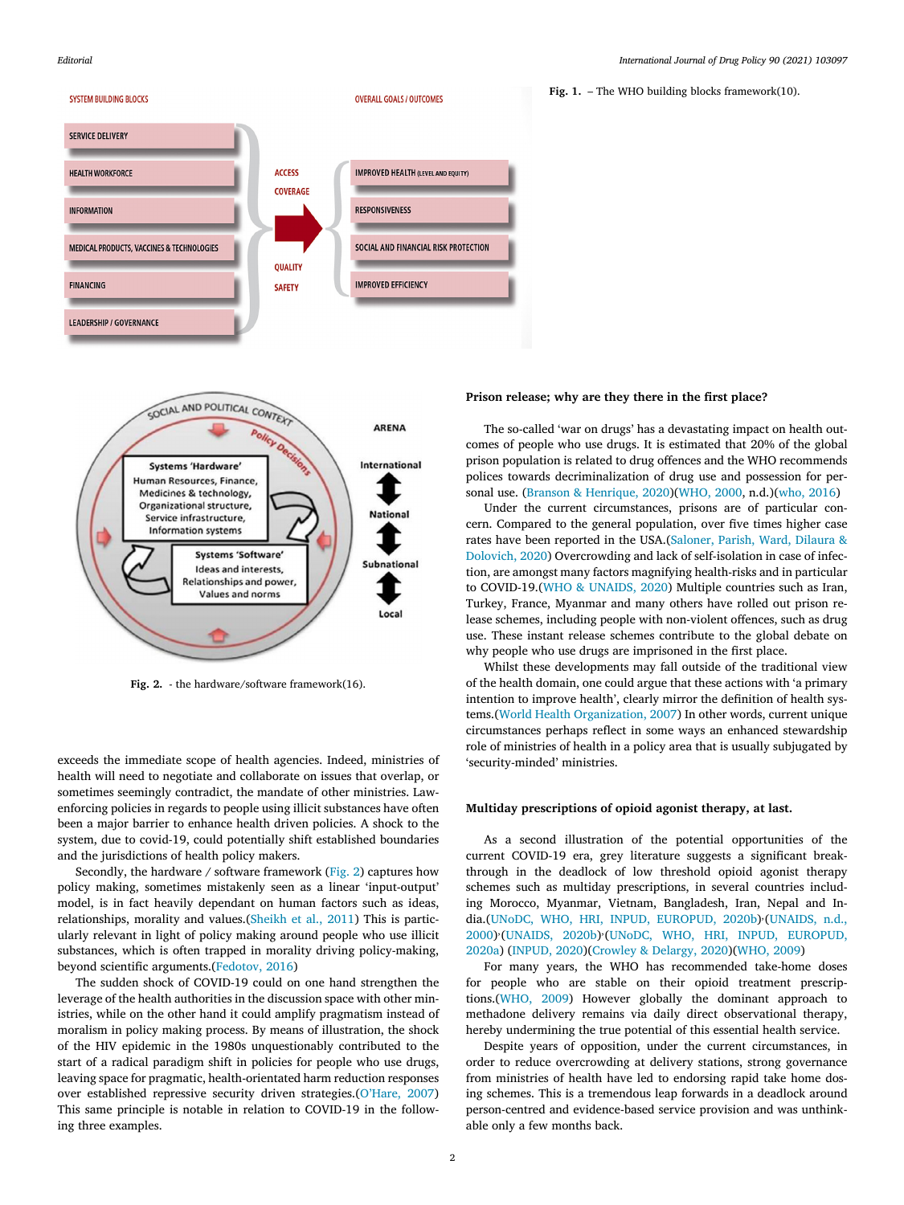**Fig. 1.** – The WHO building blocks framework(10).

**Fig. 2.** - the hardware/software framework(16).

exceeds the immediate scope of health agencies. Indeed, ministries of health will need to negotiate and collaborate on issues that overlap, or sometimes seemingly contradict, the mandate of other ministries. Law-enforcing policies in regards to people using illicit substances have often been a major barrier to enhance health driven policies. A shock to the system, due to covid-19, could potentially shift established boundaries and the jurisdictions of health policy makers.

Secondly, the hardware / software framework (Fig. 2) captures how policy making, sometimes mistakenly seen as a linear 'input-output' model, is in fact heavily dependant on human factors such as ideas, relationships, morality and values.(Sheikh et al., 2011) This is particularly relevant in light of policy making around people who use illicit substances, which is often trapped in morality driving policy-making, beyond scientific arguments.(Fedotov, 2016)

The sudden shock of COVID-19 could on one hand strengthen the leverage of the health authorities in the discussion space with other ministries, while on the other hand it could amplify pragmatism instead of moralism in policy making process. By means of illustration, the shock of the HIV epidemic in the 1980s unquestionably contributed to the start of a radical paradigm shift in policies for people who use drugs, leaving space for pragmatic, health-orientated harm reduction responses over established repressive security driven strategies.(O'Hare, 2007) This same principle is notable in relation to COVID-19 in the following three examples.

### Prison release; why are they there in the first place?

The so-called 'war on drugs' has a devastating impact on health outcomes of people who use drugs. It is estimated that 20% of the global prison population is related to drug offences and the WHO recommends polices towards decriminalization of drug use and possession for personal use. (Branson & Henrique, 2020)(WHO, 2000, n.d.)(who, 2016)

Under the current circumstances, prisons are of particular concern. Compared to the general population, over five times higher case rates have been reported in the USA.(Saloner, Parish, Ward, Dilaura & Dolovich, 2020) Overcrowding and lack of self-isolation in case of infection, are amongst many factors magnifying health-risks and in particular to COVID-19.(WHO & UNAIDS, 2020) Multiple countries such as Iran, Turkey, France, Myanmar and many others have rolled out prison release schemes, including people with non-violent offences, such as drug use. These instant release schemes contribute to the global debate on why people who use drugs are imprisoned in the first place.

Whilst these developments may fall outside of the traditional view of the health domain, one could argue that these actions with 'a primary intention to improve health', clearly mirror the definition of health systems.(World Health Organization, 2007) In other words, current unique circumstances perhaps reflect in some ways an enhanced stewardship role of ministries of health in a policy area that is usually subjugated by 'security-minded' ministries.

### Multiday prescriptions of opioid agonist therapy, at last.

As a second illustration of the potential opportunities of the current COVID-19 era, grey literature suggests a significant breakthrough in the deadlock of low threshold opioid agonist therapy schemes such as multiday prescriptions, in several countries including Morocco, Myanmar, Vietnam, Bangladesh, Iran, Nepal and India.(UNoDC, WHO, HRI, INPUD, EUROPUD, 2020b)·(UNAIDS, n.d., 2000)·(UNAIDS, 2020b)·(UNoDC, WHO, HRI, INPUD, EUROPUD, 2020a) (INPUD, 2020)(Crowley & Delargy, 2020)(WHO, 2009)

For many years, the WHO has recommended take-home doses for people who are stable on their opioid treatment prescriptions.(WHO, 2009) However globally the dominant approach to methadone delivery remains via daily direct observational therapy, hereby undermining the true potential of this essential health service.

Despite years of opposition, under the current circumstances, in order to reduce overcrowding at delivery stations, strong governance from ministries of health have led to endorsing rapid take home dosing schemes. This is a tremendous leap forwards in a deadlock around person-centred and evidence-based service provision and was unthinkable only a few months back.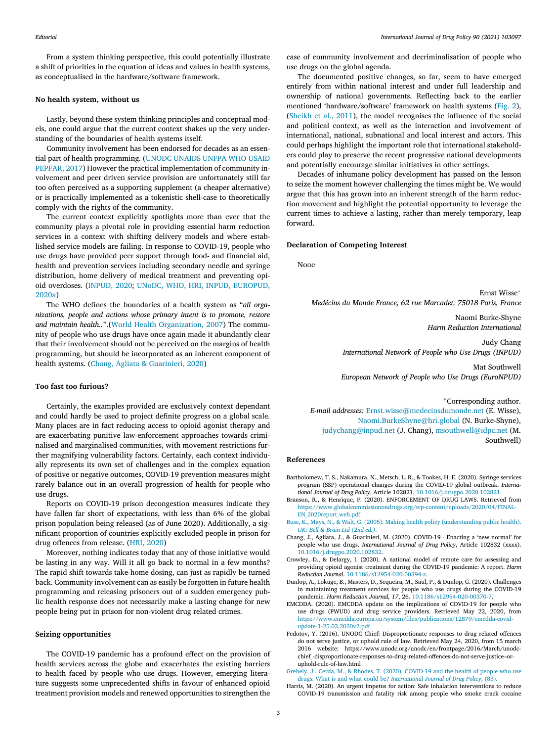From a system thinking perspective, this could potentially illustrate a shift of priorities in the equation of ideas and values in health systems, as conceptualised in the hardware/software framework.

## No health system, without us

Lastly, beyond these system thinking principles and conceptual models, one could argue that the current context shakes up the very understanding of the boundaries of health systems itself.

Community involvement has been endorsed for decades as an essential part of health programming. (UNODC UNAIDS UNFPA WHO USAID PEPFAR, 2017) However the practical implementation of community involvement and peer driven service provision are unfortunately still far too often perceived as a supporting supplement (a cheaper alternative) or is practically implemented as a tokenistic shell-case to theoretically comply with the rights of the community.

The current context explicitly spotlights more than ever that the community plays a pivotal role in providing essential harm reduction services in a context with shifting delivery models and where established service models are failing. In response to COVID-19, people who use drugs have provided peer support through food- and financial aid, health and prevention services including secondary needle and syringe distribution, home delivery of medical treatment and preventing opioid overdoses. (INPUD, 2020; UNoDC, WHO, HRI, INPUD, EUROPUD, 2020a)

The WHO defines the boundaries of a health system as "*all organizations, people and actions whose primary intent is to promote, restore and maintain health.*.".(World Health Organization, 2007) The community of people who use drugs have once again made it abundantly clear that their involvement should not be perceived on the margins of health programming, but should be incorporated as an inherent component of health systems. (Chang, Agliata & Guarinieri, 2020)

## Too fast too furious?

Certainly, the examples provided are exclusively context dependant and could hardly be used to project definite progress on a global scale. Many places are in fact reducing access to opioid agonist therapy and are exacerbating punitive law-enforcement approaches towards criminalised and marginalised communities, with movement restrictions further magnifying vulnerability factors. Certainly, each context individually represents its own set of challenges and in the complex equation of positive or negative outcomes, COVID-19 prevention measures might rarely balance out in an overall progression of health for people who use drugs.

Reports on COVID-19 prison decongestion measures indicate they have fallen far short of expectations, with less than 6% of the global prison population being released (as of June 2020). Additionally, a significant proportion of countries explicitly excluded people in prison for drug offences from release. (HRI, 2020)

Moreover, nothing indicates today that any of those initiative would be lasting in any way. Will it all go back to normal in a few months? The rapid shift towards take-home dosing, can just as rapidly be turned back. Community involvement can as easily be forgotten in future health programming and releasing prisoners out of a sudden emergency public health response does not necessarily make a lasting change for new people being put in prison for non-violent drug related crimes.

## Seizing opportunities

The COVID-19 pandemic has a profound effect on the provision of health services across the globe and exacerbates the existing barriers to health faced by people who use drugs. However, emerging literature suggests some unprecedented shifts in favour of enhanced opioid treatment provision models and renewed opportunities to strengthen the case of community involvement and decriminalisation of people who use drugs on the global agenda.

The documented positive changes, so far, seem to have emerged entirely from within national interest and under full leadership and ownership of national governments. Reflecting back to the earlier mentioned 'hardware/software' framework on health systems (Fig. 2), (Sheikh et al., 2011), the model recognises the influence of the social and political context, as well as the interaction and involvement of international, national, subnational and local interest and actors. This could perhaps highlight the important role that international stakeholders could play to preserve the recent progressive national developments and potentially encourage similar initiatives in other settings.

Decades of inhumane policy development has passed on the lesson to seize the moment however challenging the times might be. We would argue that this has grown into an inherent strength of the harm reduction movement and highlight the potential opportunity to leverage the current times to achieve a lasting, rather than merely temporary, leap forward.

## Declaration of Competing Interest

None

Ernst Wisse*
*Medécins du Monde France, 62 rue Marcadet, 75018 Paris, France*

Naomi Burke-Shyne
*Harm Reduction International*

Judy Chang
*International Network of People who Use Drugs (INPUD)*

Mat Southwell
*European Network of People who Use Drugs (EuroNPUD)*

*Corresponding author.
*E-mail addresses:* Ernst.wisse@medecinsdumonde.net (E. Wisse), Naomi.BurkeShyne@hri.global (N. Burke-Shyne), judychang@inpud.net (J. Chang), msouthwell@idpc.net (M. Southwell)

## References

Bartholomew, T. S., Nakamura, N., Metsch, L. R., & Tookes, H. E. (2020). Syringe services program (SSP) operational changes during the COVID-19 global outbreak. *International Journal of Drug Policy*, Article 102821. 10.1016/j.drugpo.2020.102821.

Branson, R., & Henrique, F. (2020). ENFORCEMENT OF DRUG LAWS. Retrieved from https://www.globalcommissionondrugs.org/wp-content/uploads/2020/04/FINAL-EN_2020report_web.pdf

Buse, K., Mays, N., & Walt, G. (2005). Making health policy (understanding public health). *UK: Bell & Brain Ltd (2nd ed.)*.

Chang, J., Agliata, J., & Guarinieri, M. (2020). COVID-19 - Enacting a 'new normal' for people who use drugs. *International Journal of Drug Policy*, Article 102832 (xxxx). 10.1016/j.drugpo.2020.102832.

Crowley, D., & Delargy, I. (2020). A national model of remote care for assessing and providing opioid agonist treatment during the COVID-19 pandemic: A report. *Harm Reduction Journal*. 10.1186/s12954-020-00394-z.

Dunlop, A., Lokuge, B., Masters, D., Sequeira, M., Saul, P., & Dunlop, G. (2020). Challenges in maintaining treatment services for people who use drugs during the COVID-19 pandemic. *Harm Reduction Journal, 17*, 26. 10.1186/s12954-020-00370-7.

EMCDDA. (2020). EMCDDA update on the implications of COVID-19 for people who use drugs (PWUD) and drug service providers. Retrieved May 22, 2020, from https://www.emcdda.europa.eu/system/files/publications/12879/emcdda-covid-update-1-25.03.2020v2.pdf

Fedotov, Y. (2016). UNODC Chief: Disproportionate responses to drug related offences do not serve justice, or uphold rule of law. Retrieved May 24, 2020, from 15 march 2016 website: https://www.unodc.org/unodc/en/frontpage/2016/March/unodc-chief_-disproportionate-responses-to-drug-related-offences-do-not-serve-justice–or-uphold-rule-of-law.html

Grebely, J., Cerda, M., & Rhodes, T. (2020). COVID-19 and the health of people who use drugs: What is and what could be? *International Journal of Drug Policy*, (83).

Harris, M. (2020). An urgent impetus for action: Safe inhalation interventions to reduce COVID-19 transmission and fatality risk among people who smoke crack cocaine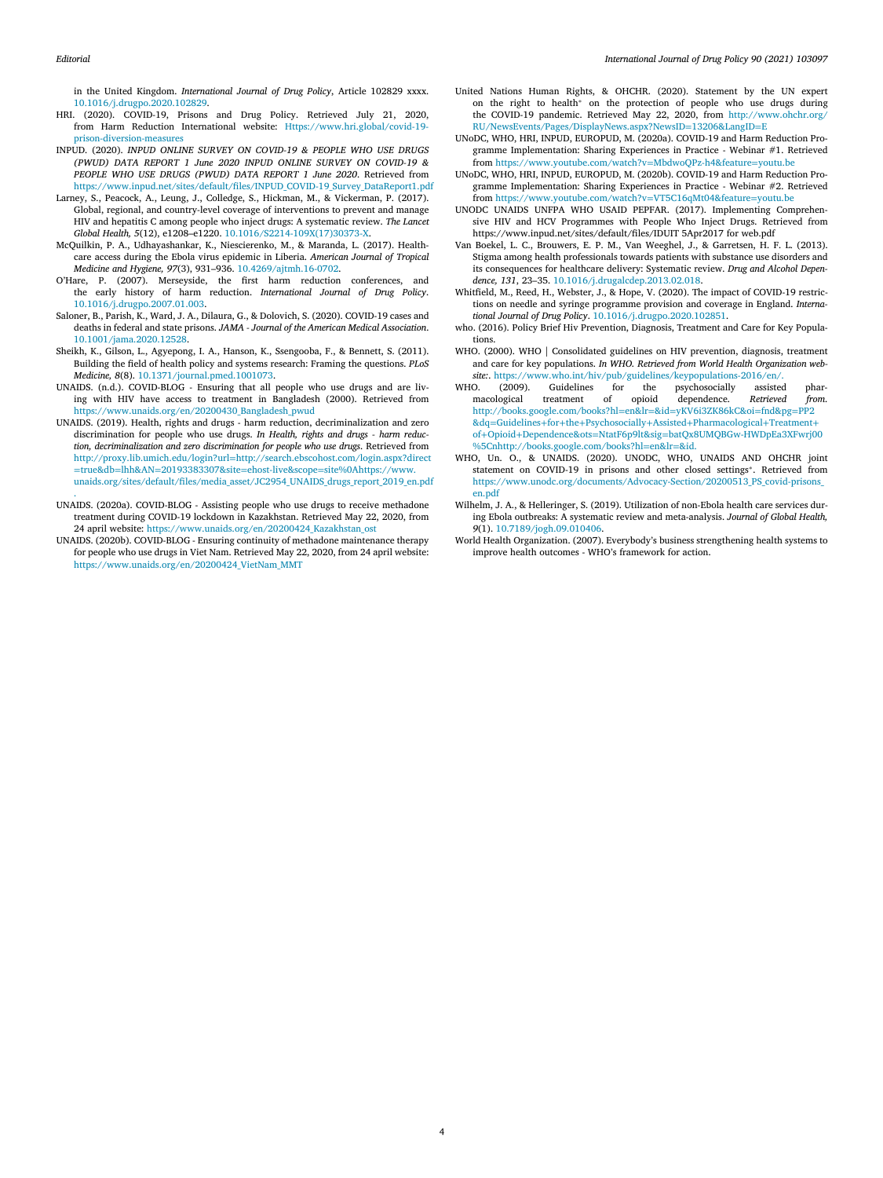in the United Kingdom. *International Journal of Drug Policy*, Article 102829 xxxx. 10.1016/j.drugpo.2020.102829.

HRI. (2020). COVID-19, Prisons and Drug Policy. Retrieved July 21, 2020, from Harm Reduction International website: Https://www.hri.global/covid-19-prison-diversion-measures

INPUD. (2020). *INPUD ONLINE SURVEY ON COVID-19 & PEOPLE WHO USE DRUGS (PWUD) DATA REPORT 1 June 2020 INPUD ONLINE SURVEY ON COVID-19 & PEOPLE WHO USE DRUGS (PWUD) DATA REPORT 1 June 2020*. Retrieved from https://www.inpud.net/sites/default/files/INPUD_COVID-19_Survey_DataReport1.pdf

Larney, S., Peacock, A., Leung, J., Colledge, S., Hickman, M., & Vickerman, P. (2017). Global, regional, and country-level coverage of interventions to prevent and manage HIV and hepatitis C among people who inject drugs: A systematic review. *The Lancet Global Health, 5*(12), e1208–e1220. 10.1016/S2214-109X(17)30373-X.

McQuilkin, P. A., Udhayashankar, K., Niescierenko, M., & Maranda, L. (2017). Health-care access during the Ebola virus epidemic in Liberia. *American Journal of Tropical Medicine and Hygiene, 97*(3), 931–936. 10.4269/ajtmh.16-0702.

O'Hare, P. (2007). Merseyside, the first harm reduction conferences, and the early history of harm reduction. *International Journal of Drug Policy*. 10.1016/j.drugpo.2007.01.003.

Saloner, B., Parish, K., Ward, J. A., Dilaura, G., & Dolovich, S. (2020). COVID-19 cases and deaths in federal and state prisons. *JAMA - Journal of the American Medical Association*. 10.1001/jama.2020.12528.

Sheikh, K., Gilson, L., Agyepong, I. A., Hanson, K., Ssengooba, F., & Bennett, S. (2011). Building the field of health policy and systems research: Framing the questions. *PLoS Medicine, 8*(8). 10.1371/journal.pmed.1001073.

UNAIDS. (n.d.). COVID-BLOG - Ensuring that all people who use drugs and are living with HIV have access to treatment in Bangladesh (2000). Retrieved from https://www.unaids.org/en/20200430_Bangladesh_pwud

UNAIDS. (2019). Health, rights and drugs - harm reduction, decriminalization and zero discrimination for people who use drugs. *In Health, rights and drugs - harm reduction, decriminalization and zero discrimination for people who use drugs*. Retrieved from http://proxy.lib.umich.edu/login?url=http://search.ebscohost.com/login.aspx?direct=true&db=lhh&AN=20193383307&site=ehost-live&scope=site%0Ahttps://www.unaids.org/sites/default/files/media_asset/JC2954_UNAIDS_drugs_report_2019_en.pdf.

UNAIDS. (2020a). COVID-BLOG - Assisting people who use drugs to receive methadone treatment during COVID-19 lockdown in Kazakhstan. Retrieved May 22, 2020, from 24 april website: https://www.unaids.org/en/20200424_Kazakhstan_ost

UNAIDS. (2020b). COVID-BLOG - Ensuring continuity of methadone maintenance therapy for people who use drugs in Viet Nam. Retrieved May 22, 2020, from 24 april website: https://www.unaids.org/en/20200424_VietNam_MMT

United Nations Human Rights, & OHCHR. (2020). Statement by the UN expert on the right to health* on the protection of people who use drugs during the COVID-19 pandemic. Retrieved May 22, 2020, from http://www.ohchr.org/RU/NewsEvents/Pages/DisplayNews.aspx?NewsID=13206&LangID=E

UNoDC, WHO, HRI, INPUD, EUROPUD, M. (2020a). COVID-19 and Harm Reduction Programme Implementation: Sharing Experiences in Practice - Webinar #1. Retrieved from https://www.youtube.com/watch?v=MbdwoQPz-h4&feature=youtu.be

UNoDC, WHO, HRI, INPUD, EUROPUD, M. (2020b). COVID-19 and Harm Reduction Programme Implementation: Sharing Experiences in Practice - Webinar #2. Retrieved from https://www.youtube.com/watch?v=VT5C16qMt04&feature=youtu.be

UNODC UNAIDS UNFPA WHO USAID PEPFAR. (2017). Implementing Comprehensive HIV and HCV Programmes with People Who Inject Drugs. Retrieved from https://www.inpud.net/sites/default/files/IDUIT 5Apr2017 for web.pdf

Van Boekel, L. C., Brouwers, E. P. M., Van Weeghel, J., & Garretsen, H. F. L. (2013). Stigma among health professionals towards patients with substance use disorders and its consequences for healthcare delivery: Systematic review. *Drug and Alcohol Dependence, 131*, 23–35. 10.1016/j.drugalcdep.2013.02.018.

Whitfield, M., Reed, H., Webster, J., & Hope, V. (2020). The impact of COVID-19 restrictions on needle and syringe programme provision and coverage in England. *International Journal of Drug Policy*. 10.1016/j.drugpo.2020.102851.

who. (2016). Policy Brief Hiv Prevention, Diagnosis, Treatment and Care for Key Populations.

WHO. (2000). WHO | Consolidated guidelines on HIV prevention, diagnosis, treatment and care for key populations. *In WHO. Retrieved from World Health Organization website:*. https://www.who.int/hiv/pub/guidelines/keypopulations-2016/en/.

WHO. (2009). Guidelines for the psychosocially assisted pharmacological treatment of opioid dependence. *Retrieved from.* http://books.google.com/books?hl=en&lr=&id=yKV6i3ZK86kC&oi=fnd&pg=PP2&dq=Guidelines+for+the+Psychosocially+Assisted+Pharmacological+Treatment+of+Opioid+Dependence&ots=NtatF6p9lt&sig=batQx8UMQBGw-HWDpEa3XFwrj00%5Cnhttp://books.google.com/books?hl=en&lr=&id.

WHO, Un. O., & UNAIDS. (2020). UNODC, WHO, UNAIDS AND OHCHR joint statement on COVID-19 in prisons and other closed settings*. Retrieved from https://www.unodc.org/documents/Advocacy-Section/20200513_PS_covid-prisons_en.pdf

Wilhelm, J. A., & Helleringer, S. (2019). Utilization of non-Ebola health care services during Ebola outbreaks: A systematic review and meta-analysis. *Journal of Global Health, 9*(1). 10.7189/jogh.09.010406.

World Health Organization. (2007). Everybody's business strengthening health systems to improve health outcomes - WHO's framework for action.